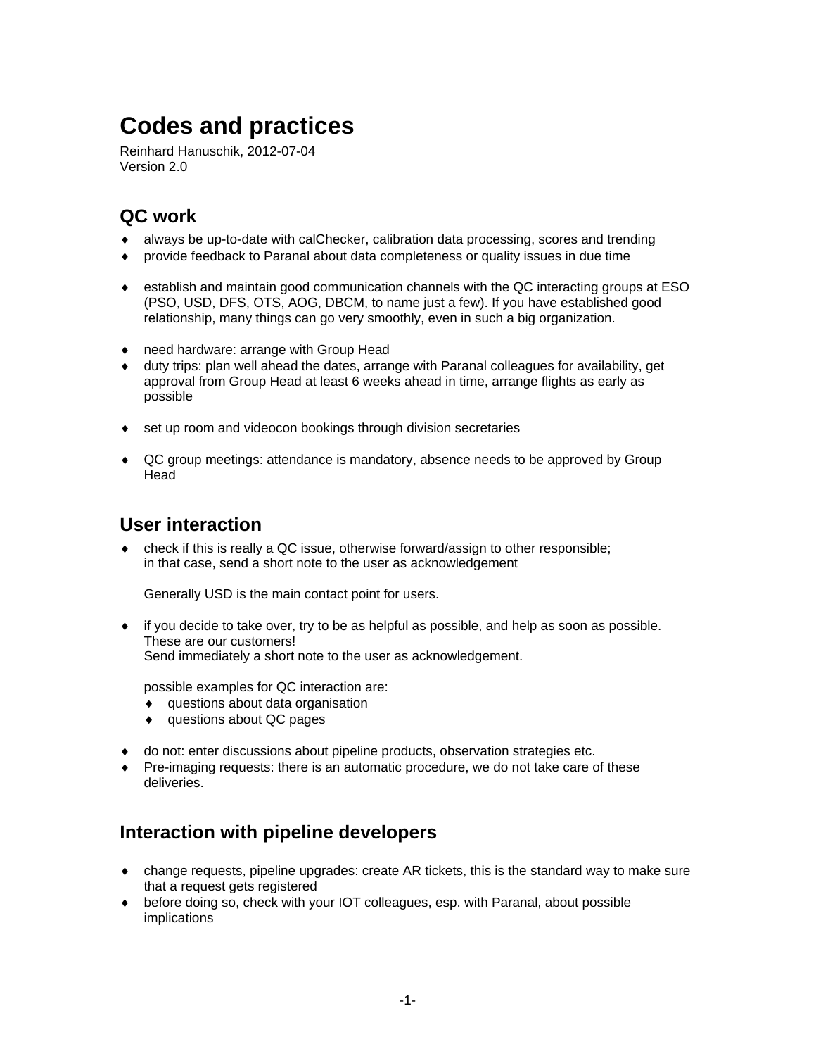# Codes and practices

Reinhard Hanuschik, 2012-07-04
Version 2.0

## QC work

- always be up-to-date with calChecker, calibration data processing, scores and trending
- provide feedback to Paranal about data completeness or quality issues in due time

- establish and maintain good communication channels with the QC interacting groups at ESO (PSO, USD, DFS, OTS, AOG, DBCM, to name just a few). If you have established good relationship, many things can go very smoothly, even in such a big organization.

- need hardware: arrange with Group Head
- duty trips: plan well ahead the dates, arrange with Paranal colleagues for availability, get approval from Group Head at least 6 weeks ahead in time, arrange flights as early as possible

- set up room and videocon bookings through division secretaries

- QC group meetings: attendance is mandatory, absence needs to be approved by Group Head

## User interaction

- check if this is really a QC issue, otherwise forward/assign to other responsible; in that case, send a short note to the user as acknowledgement

  Generally USD is the main contact point for users.

- if you decide to take over, try to be as helpful as possible, and help as soon as possible. These are our customers!
  Send immediately a short note to the user as acknowledgement.

  possible examples for QC interaction are:
  - questions about data organisation
  - questions about QC pages

- do not: enter discussions about pipeline products, observation strategies etc.
- Pre-imaging requests: there is an automatic procedure, we do not take care of these deliveries.

## Interaction with pipeline developers

- change requests, pipeline upgrades: create AR tickets, this is the standard way to make sure that a request gets registered
- before doing so, check with your IOT colleagues, esp. with Paranal, about possible implications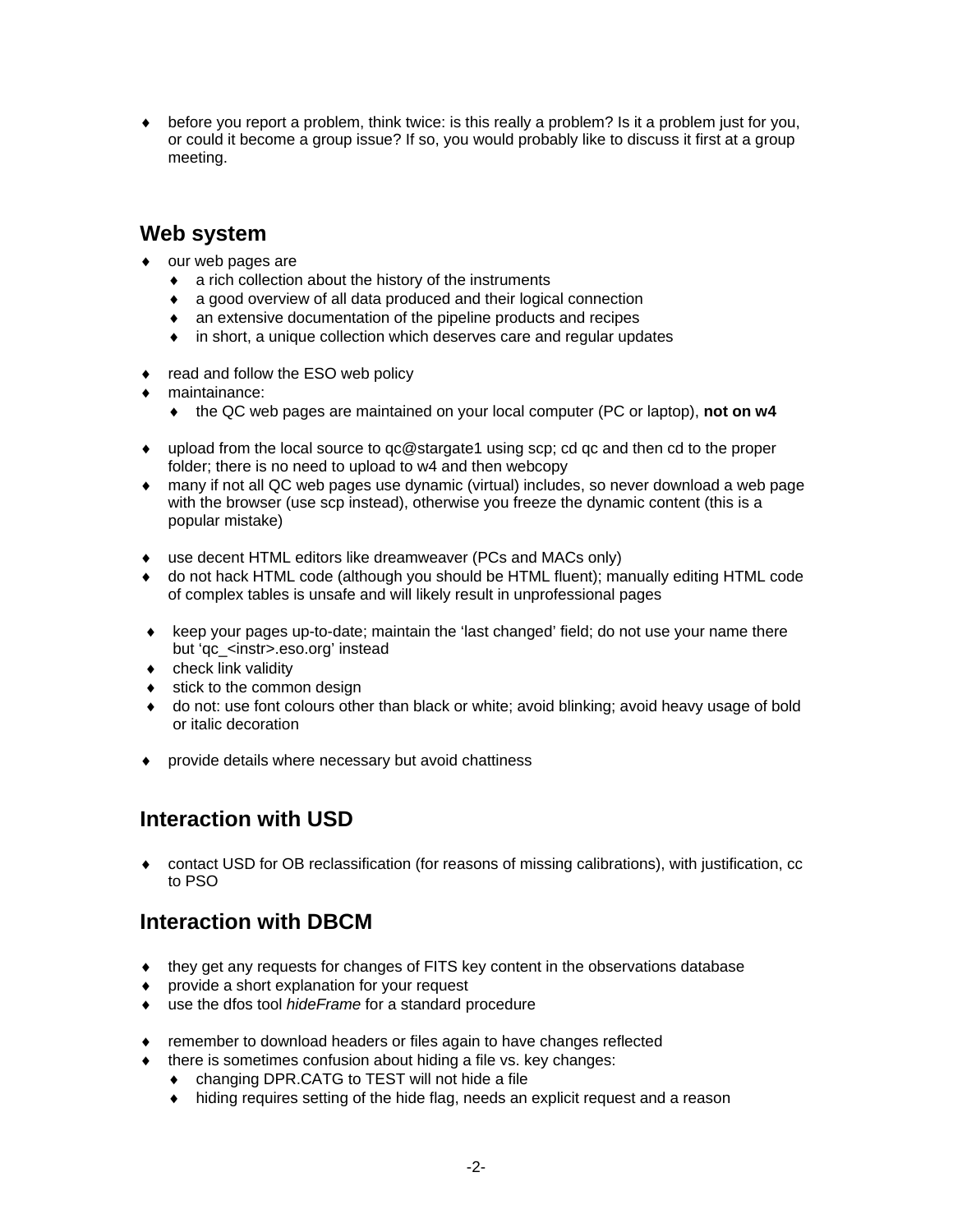- before you report a problem, think twice: is this really a problem? Is it a problem just for you, or could it become a group issue? If so, you would probably like to discuss it first at a group meeting.

## Web system

- our web pages are
  - a rich collection about the history of the instruments
  - a good overview of all data produced and their logical connection
  - an extensive documentation of the pipeline products and recipes
  - in short, a unique collection which deserves care and regular updates

- read and follow the ESO web policy
- maintainance:
  - the QC web pages are maintained on your local computer (PC or laptop), **not on w4**

- upload from the local source to qc@stargate1 using scp; cd qc and then cd to the proper folder; there is no need to upload to w4 and then webcopy
- many if not all QC web pages use dynamic (virtual) includes, so never download a web page with the browser (use scp instead), otherwise you freeze the dynamic content (this is a popular mistake)

- use decent HTML editors like dreamweaver (PCs and MACs only)
- do not hack HTML code (although you should be HTML fluent); manually editing HTML code of complex tables is unsafe and will likely result in unprofessional pages

- keep your pages up-to-date; maintain the 'last changed' field; do not use your name there but 'qc_<instr>.eso.org' instead
- check link validity
- stick to the common design
- do not: use font colours other than black or white; avoid blinking; avoid heavy usage of bold or italic decoration

- provide details where necessary but avoid chattiness

## Interaction with USD

- contact USD for OB reclassification (for reasons of missing calibrations), with justification, cc to PSO

## Interaction with DBCM

- they get any requests for changes of FITS key content in the observations database
- provide a short explanation for your request
- use the dfos tool *hideFrame* for a standard procedure

- remember to download headers or files again to have changes reflected
- there is sometimes confusion about hiding a file vs. key changes:
  - changing DPR.CATG to TEST will not hide a file
  - hiding requires setting of the hide flag, needs an explicit request and a reason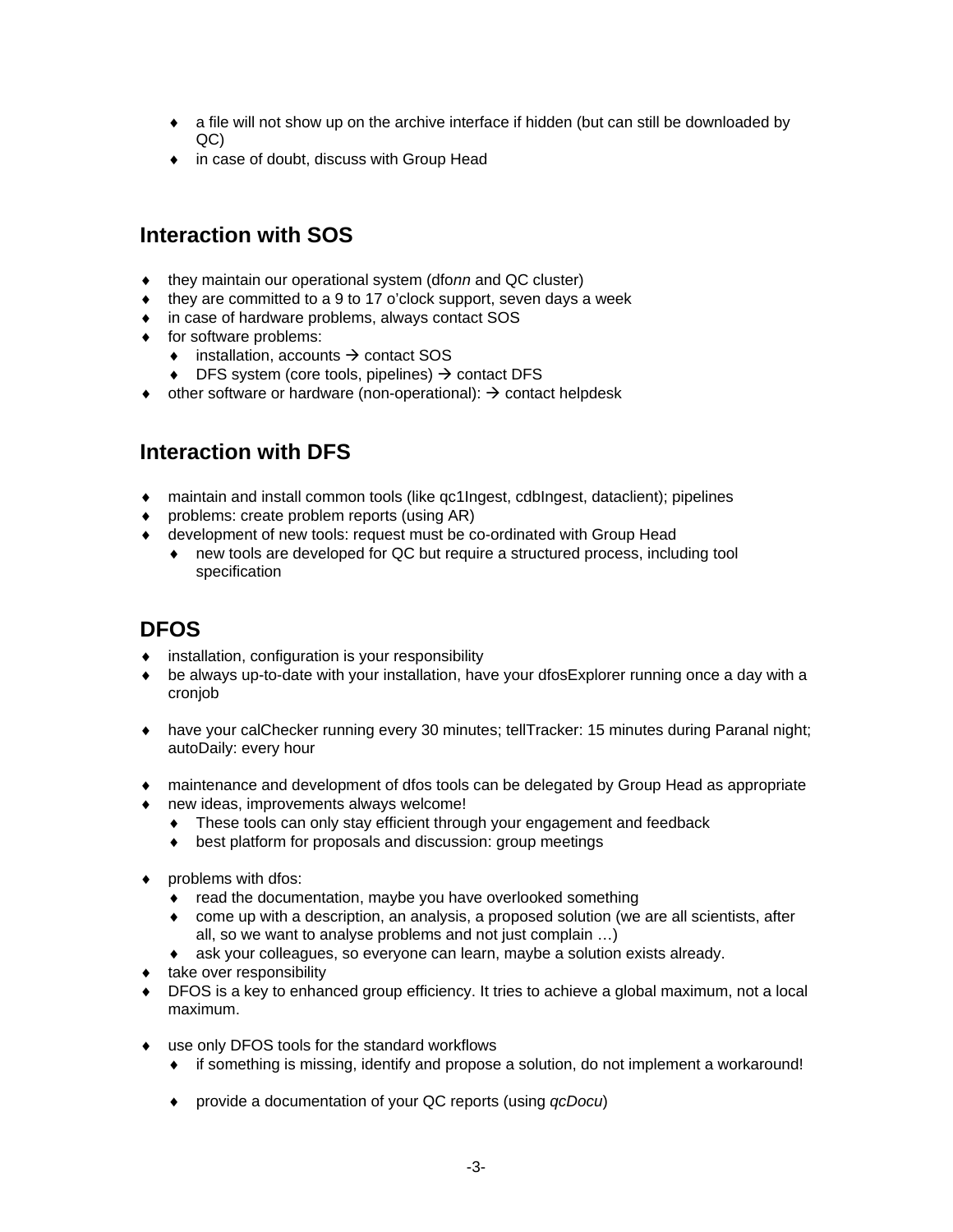- a file will not show up on the archive interface if hidden (but can still be downloaded by QC)
- in case of doubt, discuss with Group Head

## Interaction with SOS

- they maintain our operational system (dfo*nn* and QC cluster)
- they are committed to a 9 to 17 o'clock support, seven days a week
- in case of hardware problems, always contact SOS
- for software problems:
  - installation, accounts → contact SOS
  - DFS system (core tools, pipelines) → contact DFS
- other software or hardware (non-operational): → contact helpdesk

## Interaction with DFS

- maintain and install common tools (like qc1Ingest, cdbIngest, dataclient); pipelines
- problems: create problem reports (using AR)
- development of new tools: request must be co-ordinated with Group Head
  - new tools are developed for QC but require a structured process, including tool specification

## DFOS

- installation, configuration is your responsibility
- be always up-to-date with your installation, have your dfosExplorer running once a day with a cronjob

- have your calChecker running every 30 minutes; tellTracker: 15 minutes during Paranal night; autoDaily: every hour

- maintenance and development of dfos tools can be delegated by Group Head as appropriate
- new ideas, improvements always welcome!
  - These tools can only stay efficient through your engagement and feedback
  - best platform for proposals and discussion: group meetings

- problems with dfos:
  - read the documentation, maybe you have overlooked something
  - come up with a description, an analysis, a proposed solution (we are all scientists, after all, so we want to analyse problems and not just complain …)
  - ask your colleagues, so everyone can learn, maybe a solution exists already.
- take over responsibility
- DFOS is a key to enhanced group efficiency. It tries to achieve a global maximum, not a local maximum.

- use only DFOS tools for the standard workflows
  - if something is missing, identify and propose a solution, do not implement a workaround!

  - provide a documentation of your QC reports (using *qcDocu*)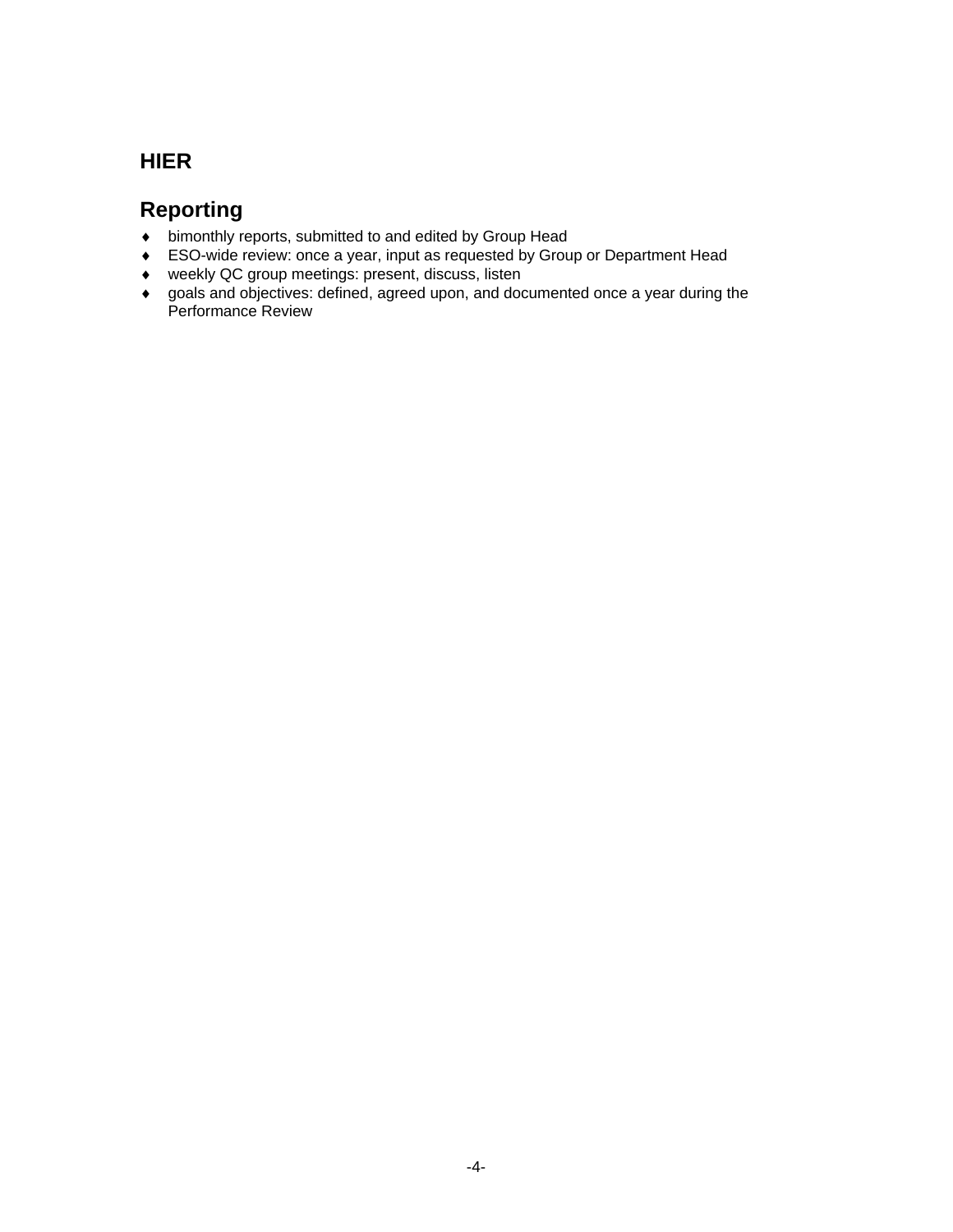## HIER

## Reporting

- bimonthly reports, submitted to and edited by Group Head
- ESO-wide review: once a year, input as requested by Group or Department Head
- weekly QC group meetings: present, discuss, listen
- goals and objectives: defined, agreed upon, and documented once a year during the Performance Review